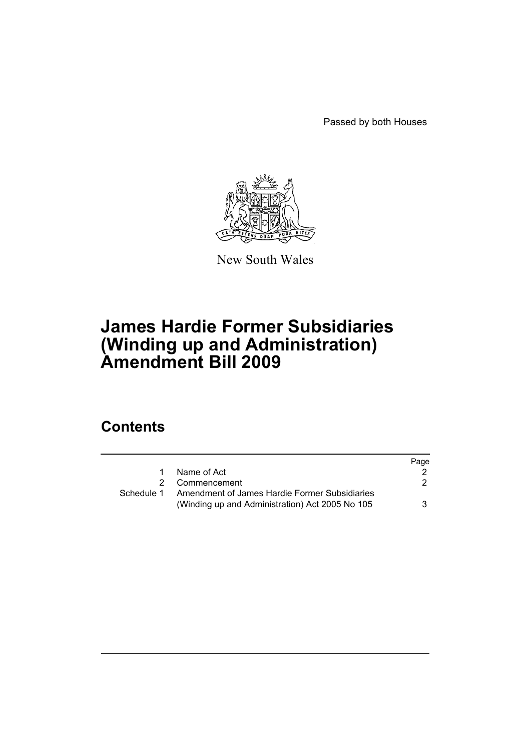Passed by both Houses

New South Wales

# James Hardie Former Subsidiaries (Winding up and Administration) Amendment Bill 2009

## Contents

| | | Page |
|---|---|---|
| 1 | Name of Act | 2 |
| 2 | Commencement | 2 |
| Schedule 1 | Amendment of James Hardie Former Subsidiaries (Winding up and Administration) Act 2005 No 105 | 3 |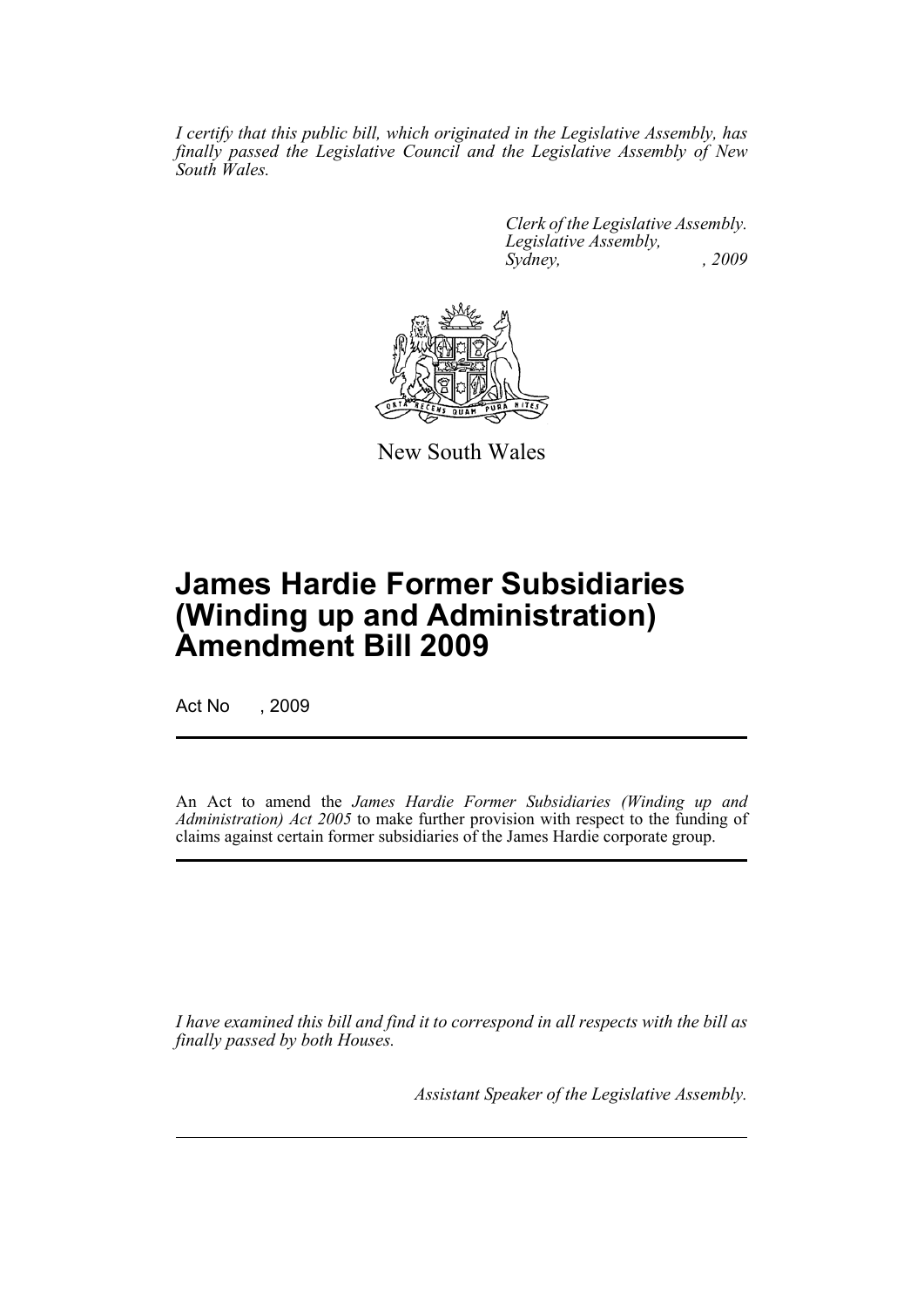*I certify that this public bill, which originated in the Legislative Assembly, has finally passed the Legislative Council and the Legislative Assembly of New South Wales.*

*Clerk of the Legislative Assembly.*
*Legislative Assembly,*
*Sydney, , 2009*

New South Wales

# James Hardie Former Subsidiaries (Winding up and Administration) Amendment Bill 2009

Act No , 2009

An Act to amend the *James Hardie Former Subsidiaries (Winding up and Administration) Act 2005* to make further provision with respect to the funding of claims against certain former subsidiaries of the James Hardie corporate group.

*I have examined this bill and find it to correspond in all respects with the bill as finally passed by both Houses.*

*Assistant Speaker of the Legislative Assembly.*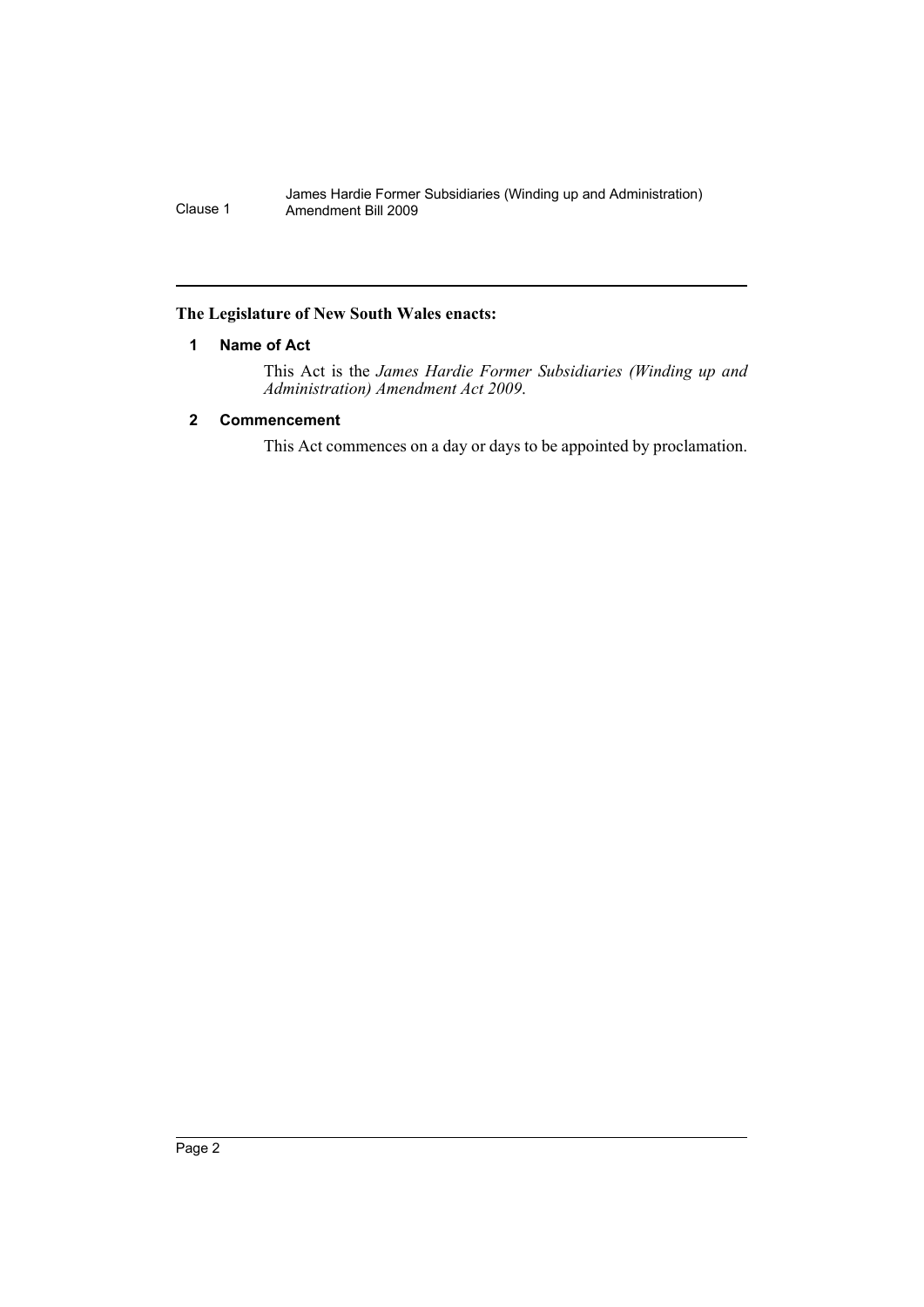**The Legislature of New South Wales enacts:**

## 1 Name of Act

This Act is the *James Hardie Former Subsidiaries (Winding up and Administration) Amendment Act 2009*.

## 2 Commencement

This Act commences on a day or days to be appointed by proclamation.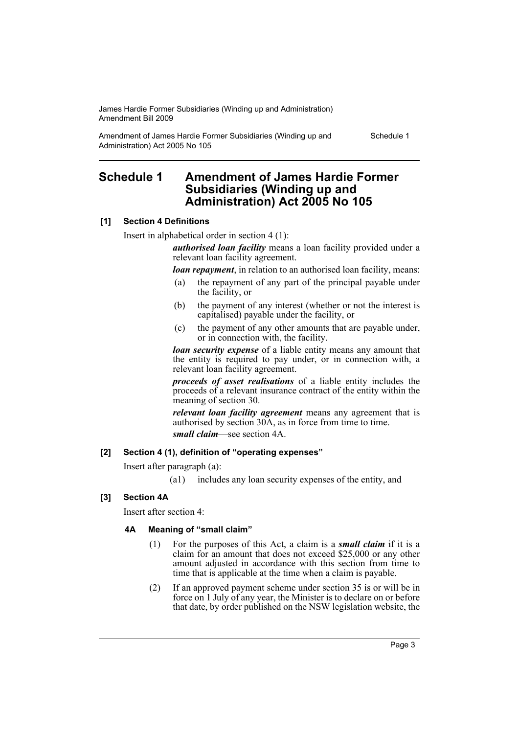# Schedule 1 Amendment of James Hardie Former Subsidiaries (Winding up and Administration) Act 2005 No 105

### [1] Section 4 Definitions

Insert in alphabetical order in section 4 (1):

> ***authorised loan facility*** means a loan facility provided under a relevant loan facility agreement.
>
> ***loan repayment***, in relation to an authorised loan facility, means:
>
> (a) the repayment of any part of the principal payable under the facility, or
>
> (b) the payment of any interest (whether or not the interest is capitalised) payable under the facility, or
>
> (c) the payment of any other amounts that are payable under, or in connection with, the facility.
>
> ***loan security expense*** of a liable entity means any amount that the entity is required to pay under, or in connection with, a relevant loan facility agreement.
>
> ***proceeds of asset realisations*** of a liable entity includes the proceeds of a relevant insurance contract of the entity within the meaning of section 30.
>
> ***relevant loan facility agreement*** means any agreement that is authorised by section 30A, as in force from time to time.
>
> ***small claim***—see section 4A.

### [2] Section 4 (1), definition of "operating expenses"

Insert after paragraph (a):

> (a1) includes any loan security expenses of the entity, and

### [3] Section 4A

Insert after section 4:

#### 4A Meaning of "small claim"

(1) For the purposes of this Act, a claim is a ***small claim*** if it is a claim for an amount that does not exceed $25,000 or any other amount adjusted in accordance with this section from time to time that is applicable at the time when a claim is payable.

(2) If an approved payment scheme under section 35 is or will be in force on 1 July of any year, the Minister is to declare on or before that date, by order published on the NSW legislation website, the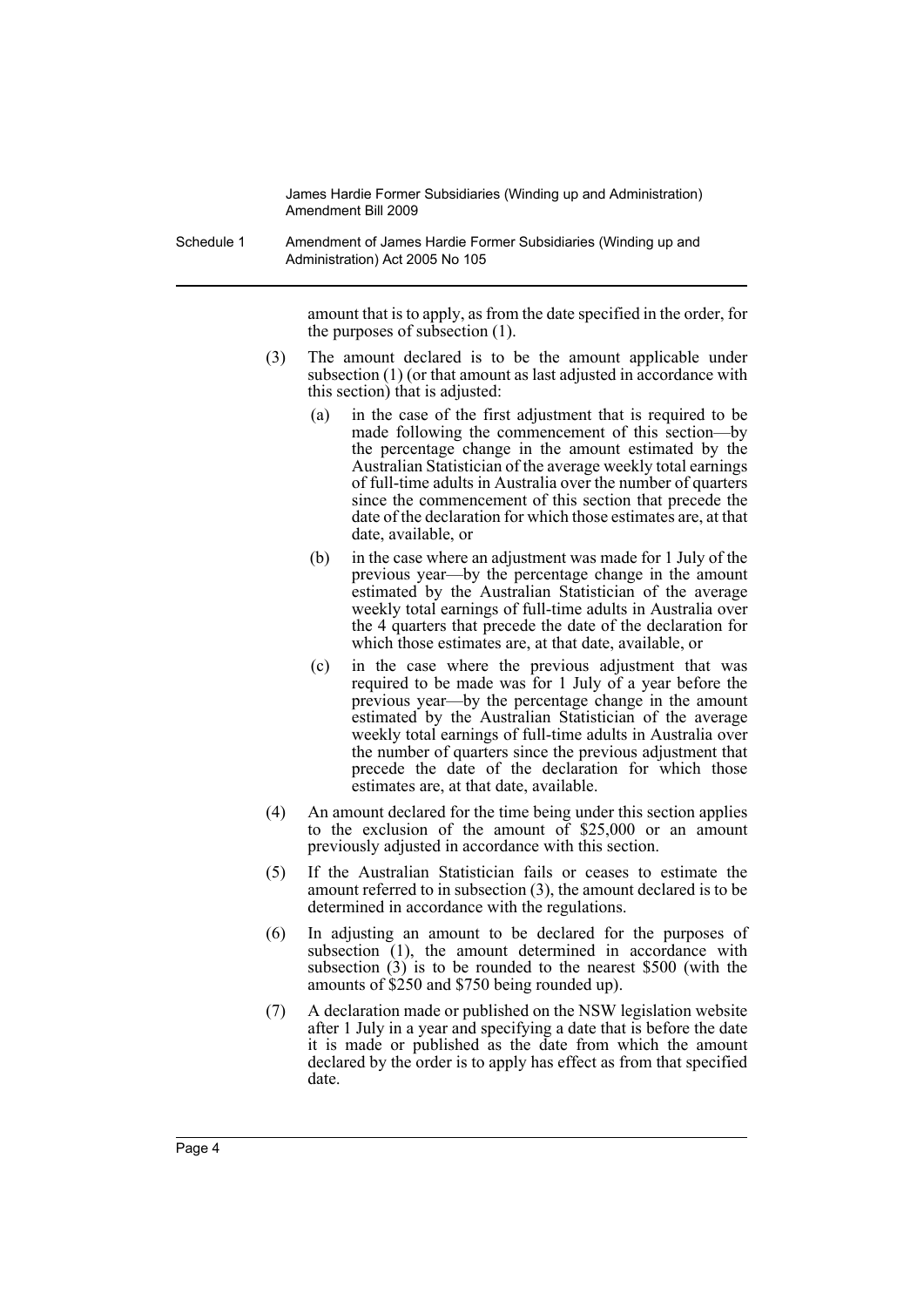amount that is to apply, as from the date specified in the order, for the purposes of subsection (1).

(3) The amount declared is to be the amount applicable under subsection (1) (or that amount as last adjusted in accordance with this section) that is adjusted:

(a) in the case of the first adjustment that is required to be made following the commencement of this section—by the percentage change in the amount estimated by the Australian Statistician of the average weekly total earnings of full-time adults in Australia over the number of quarters since the commencement of this section that precede the date of the declaration for which those estimates are, at that date, available, or

(b) in the case where an adjustment was made for 1 July of the previous year—by the percentage change in the amount estimated by the Australian Statistician of the average weekly total earnings of full-time adults in Australia over the 4 quarters that precede the date of the declaration for which those estimates are, at that date, available, or

(c) in the case where the previous adjustment that was required to be made was for 1 July of a year before the previous year—by the percentage change in the amount estimated by the Australian Statistician of the average weekly total earnings of full-time adults in Australia over the number of quarters since the previous adjustment that precede the date of the declaration for which those estimates are, at that date, available.

(4) An amount declared for the time being under this section applies to the exclusion of the amount of $25,000 or an amount previously adjusted in accordance with this section.

(5) If the Australian Statistician fails or ceases to estimate the amount referred to in subsection (3), the amount declared is to be determined in accordance with the regulations.

(6) In adjusting an amount to be declared for the purposes of subsection (1), the amount determined in accordance with subsection (3) is to be rounded to the nearest $500 (with the amounts of $250 and $750 being rounded up).

(7) A declaration made or published on the NSW legislation website after 1 July in a year and specifying a date that is before the date it is made or published as the date from which the amount declared by the order is to apply has effect as from that specified date.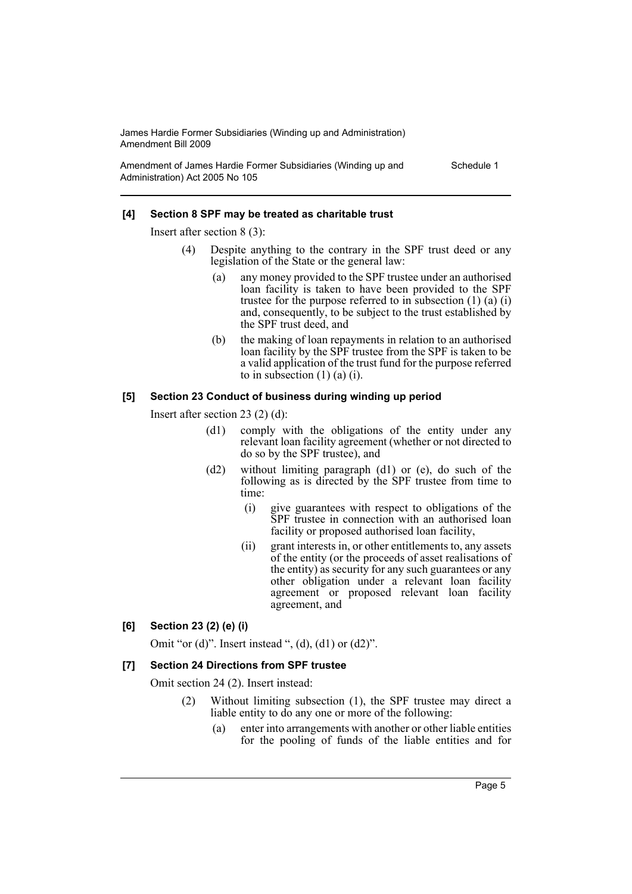#### [4] Section 8 SPF may be treated as charitable trust

Insert after section 8 (3):

> (4) Despite anything to the contrary in the SPF trust deed or any legislation of the State or the general law:
>
> (a) any money provided to the SPF trustee under an authorised loan facility is taken to have been provided to the SPF trustee for the purpose referred to in subsection (1) (a) (i) and, consequently, to be subject to the trust established by the SPF trust deed, and
>
> (b) the making of loan repayments in relation to an authorised loan facility by the SPF trustee from the SPF is taken to be a valid application of the trust fund for the purpose referred to in subsection (1) (a) (i).

#### [5] Section 23 Conduct of business during winding up period

Insert after section 23 (2) (d):

> (d1) comply with the obligations of the entity under any relevant loan facility agreement (whether or not directed to do so by the SPF trustee), and
>
> (d2) without limiting paragraph (d1) or (e), do such of the following as is directed by the SPF trustee from time to time:
>
> (i) give guarantees with respect to obligations of the SPF trustee in connection with an authorised loan facility or proposed authorised loan facility,
>
> (ii) grant interests in, or other entitlements to, any assets of the entity (or the proceeds of asset realisations of the entity) as security for any such guarantees or any other obligation under a relevant loan facility agreement or proposed relevant loan facility agreement, and

#### [6] Section 23 (2) (e) (i)

Omit "or (d)". Insert instead ", (d), (d1) or (d2)".

#### [7] Section 24 Directions from SPF trustee

Omit section 24 (2). Insert instead:

> (2) Without limiting subsection (1), the SPF trustee may direct a liable entity to do any one or more of the following:
>
> (a) enter into arrangements with another or other liable entities for the pooling of funds of the liable entities and for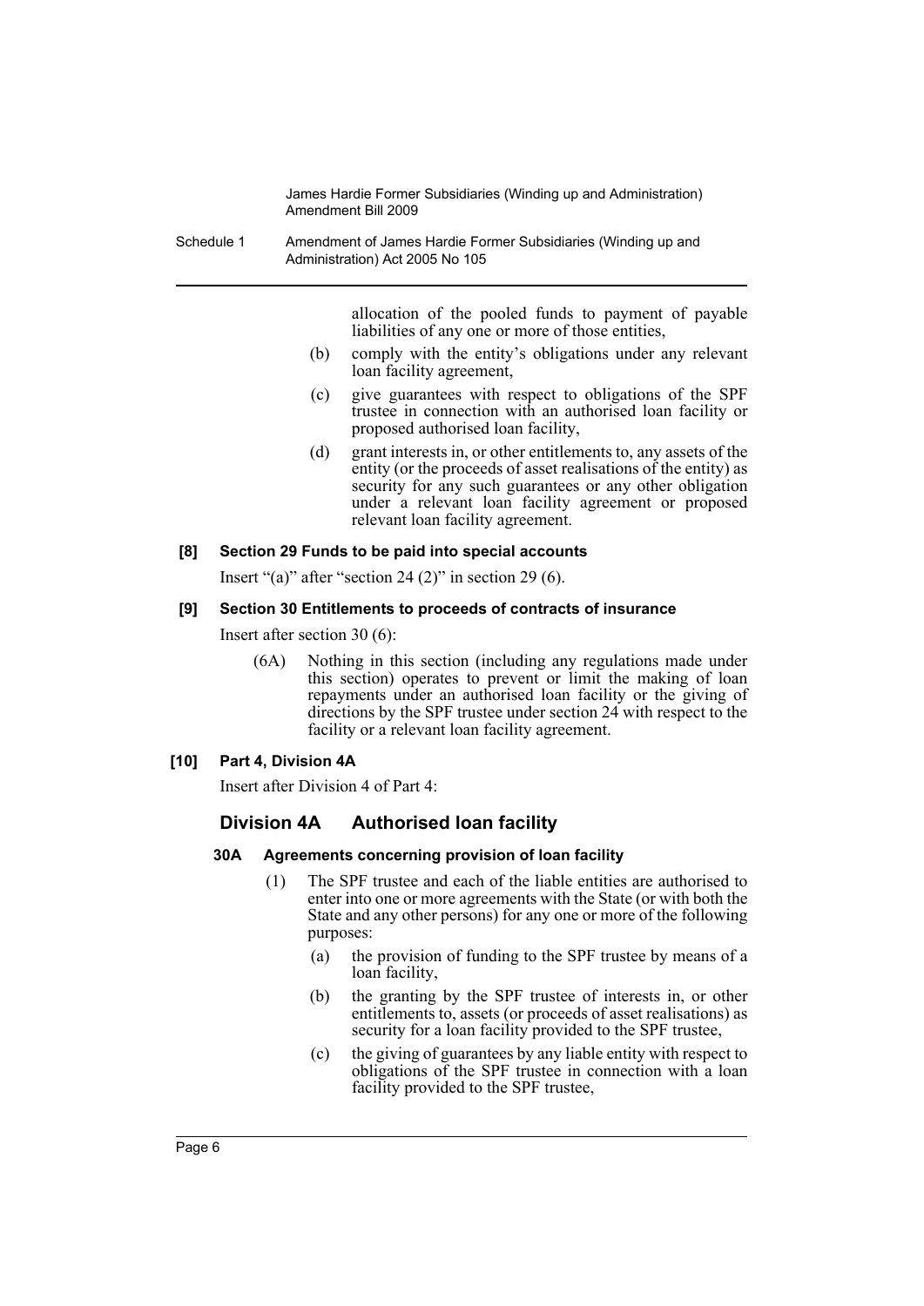allocation of the pooled funds to payment of payable liabilities of any one or more of those entities,

(b) comply with the entity's obligations under any relevant loan facility agreement,

(c) give guarantees with respect to obligations of the SPF trustee in connection with an authorised loan facility or proposed authorised loan facility,

(d) grant interests in, or other entitlements to, any assets of the entity (or the proceeds of asset realisations of the entity) as security for any such guarantees or any other obligation under a relevant loan facility agreement or proposed relevant loan facility agreement.

**[8] Section 29 Funds to be paid into special accounts**

Insert "(a)" after "section 24 (2)" in section 29 (6).

**[9] Section 30 Entitlements to proceeds of contracts of insurance**

Insert after section 30 (6):

(6A) Nothing in this section (including any regulations made under this section) operates to prevent or limit the making of loan repayments under an authorised loan facility or the giving of directions by the SPF trustee under section 24 with respect to the facility or a relevant loan facility agreement.

**[10] Part 4, Division 4A**

Insert after Division 4 of Part 4:

## Division 4A Authorised loan facility

### 30A Agreements concerning provision of loan facility

(1) The SPF trustee and each of the liable entities are authorised to enter into one or more agreements with the State (or with both the State and any other persons) for any one or more of the following purposes:

(a) the provision of funding to the SPF trustee by means of a loan facility,

(b) the granting by the SPF trustee of interests in, or other entitlements to, assets (or proceeds of asset realisations) as security for a loan facility provided to the SPF trustee,

(c) the giving of guarantees by any liable entity with respect to obligations of the SPF trustee in connection with a loan facility provided to the SPF trustee,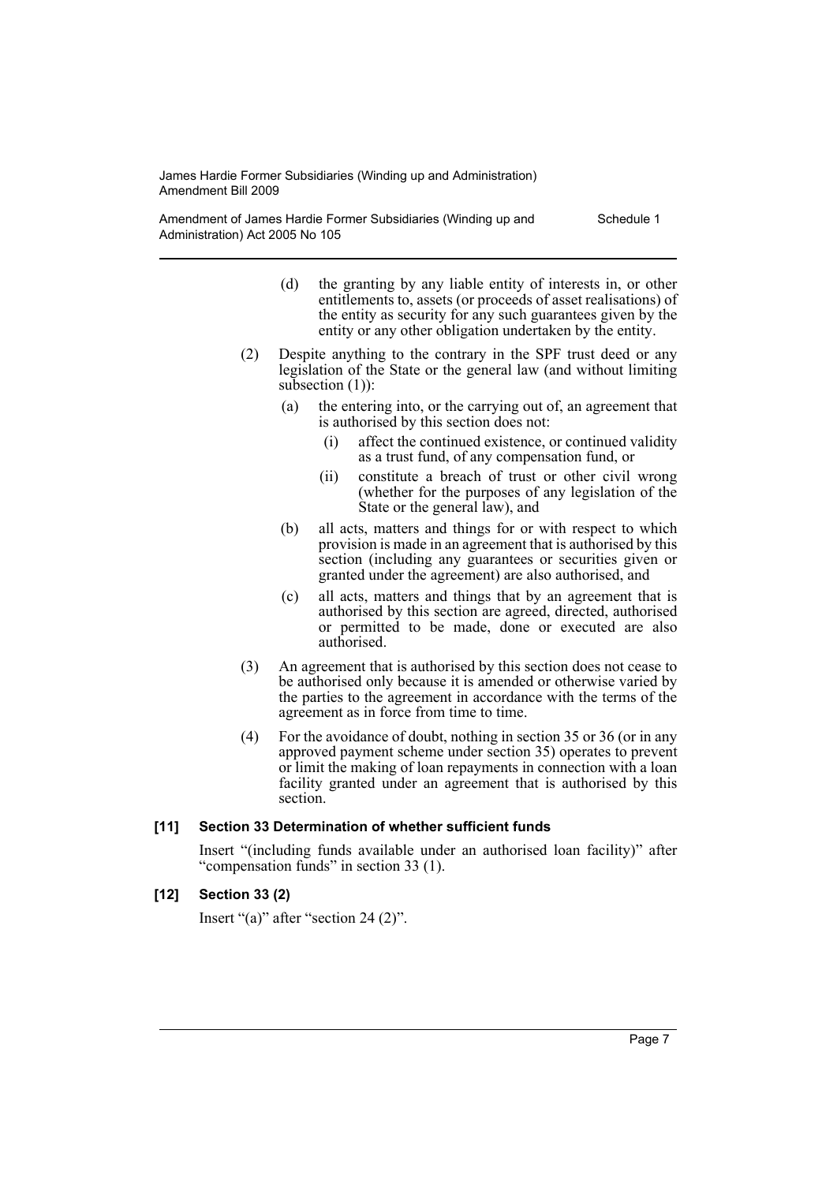(d) the granting by any liable entity of interests in, or other entitlements to, assets (or proceeds of asset realisations) of the entity as security for any such guarantees given by the entity or any other obligation undertaken by the entity.

(2) Despite anything to the contrary in the SPF trust deed or any legislation of the State or the general law (and without limiting subsection (1)):

(a) the entering into, or the carrying out of, an agreement that is authorised by this section does not:

(i) affect the continued existence, or continued validity as a trust fund, of any compensation fund, or

(ii) constitute a breach of trust or other civil wrong (whether for the purposes of any legislation of the State or the general law), and

(b) all acts, matters and things for or with respect to which provision is made in an agreement that is authorised by this section (including any guarantees or securities given or granted under the agreement) are also authorised, and

(c) all acts, matters and things that by an agreement that is authorised by this section are agreed, directed, authorised or permitted to be made, done or executed are also authorised.

(3) An agreement that is authorised by this section does not cease to be authorised only because it is amended or otherwise varied by the parties to the agreement in accordance with the terms of the agreement as in force from time to time.

(4) For the avoidance of doubt, nothing in section 35 or 36 (or in any approved payment scheme under section 35) operates to prevent or limit the making of loan repayments in connection with a loan facility granted under an agreement that is authorised by this section.

**[11] Section 33 Determination of whether sufficient funds**

Insert "(including funds available under an authorised loan facility)" after "compensation funds" in section 33 (1).

**[12] Section 33 (2)**

Insert "(a)" after "section 24 (2)".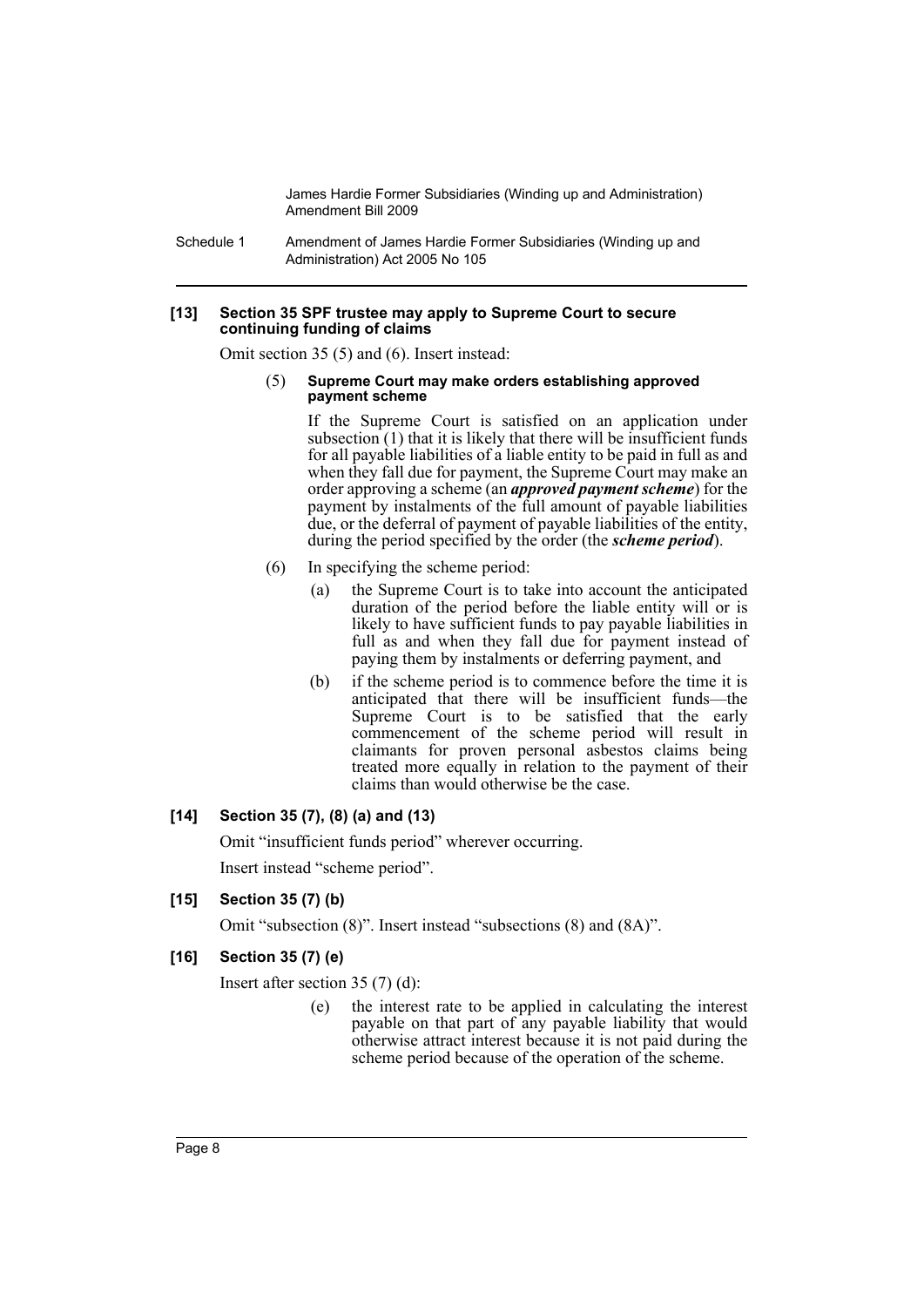**[13] Section 35 SPF trustee may apply to Supreme Court to secure continuing funding of claims**

Omit section 35 (5) and (6). Insert instead:

(5) **Supreme Court may make orders establishing approved payment scheme**

If the Supreme Court is satisfied on an application under subsection (1) that it is likely that there will be insufficient funds for all payable liabilities of a liable entity to be paid in full as and when they fall due for payment, the Supreme Court may make an order approving a scheme (an ***approved payment scheme***) for the payment by instalments of the full amount of payable liabilities due, or the deferral of payment of payable liabilities of the entity, during the period specified by the order (the ***scheme period***).

(6) In specifying the scheme period:

(a) the Supreme Court is to take into account the anticipated duration of the period before the liable entity will or is likely to have sufficient funds to pay payable liabilities in full as and when they fall due for payment instead of paying them by instalments or deferring payment, and

(b) if the scheme period is to commence before the time it is anticipated that there will be insufficient funds—the Supreme Court is to be satisfied that the early commencement of the scheme period will result in claimants for proven personal asbestos claims being treated more equally in relation to the payment of their claims than would otherwise be the case.

**[14] Section 35 (7), (8) (a) and (13)**

Omit "insufficient funds period" wherever occurring.

Insert instead "scheme period".

**[15] Section 35 (7) (b)**

Omit "subsection (8)". Insert instead "subsections (8) and (8A)".

**[16] Section 35 (7) (e)**

Insert after section 35 (7) (d):

(e) the interest rate to be applied in calculating the interest payable on that part of any payable liability that would otherwise attract interest because it is not paid during the scheme period because of the operation of the scheme.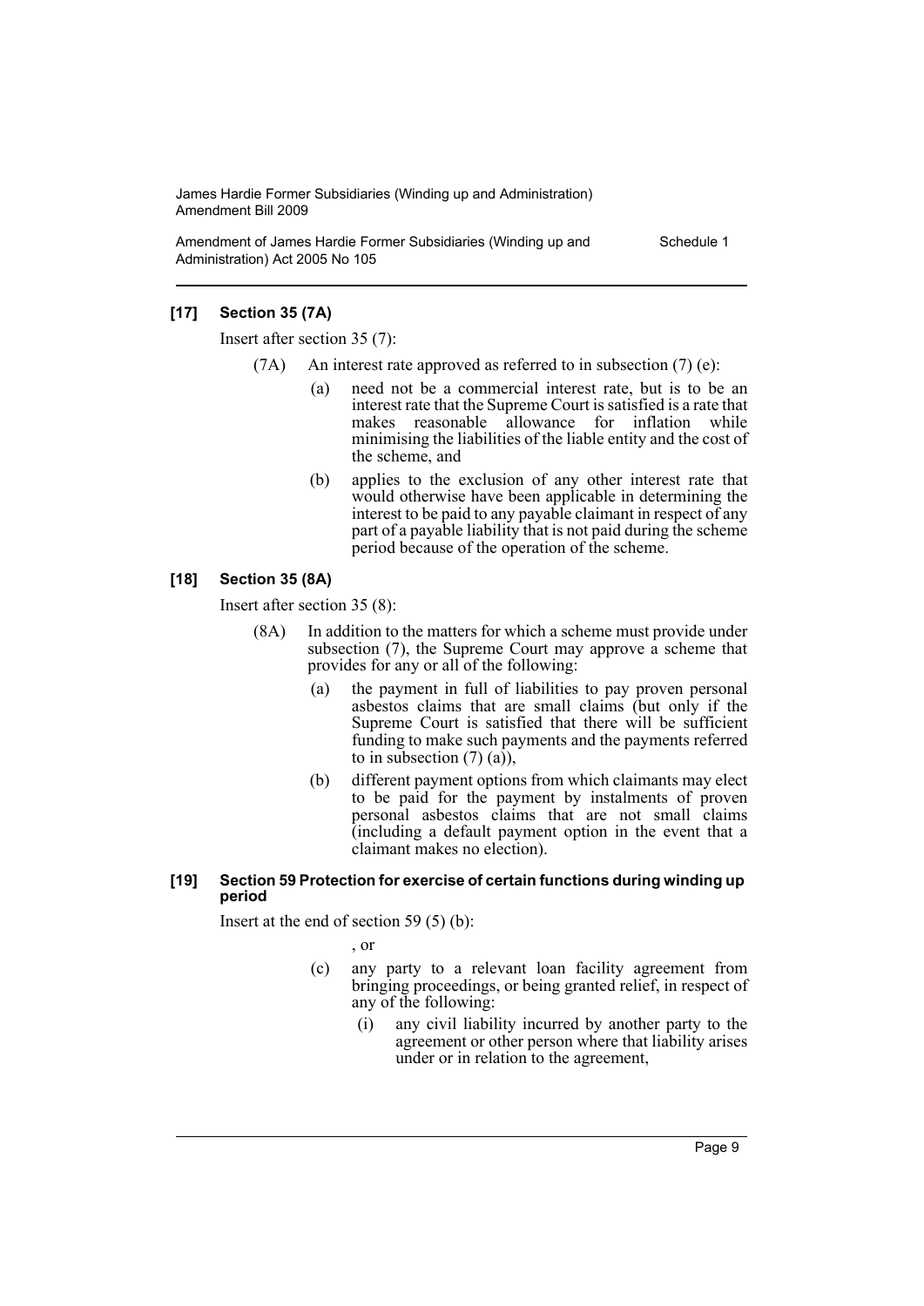### [17] Section 35 (7A)

Insert after section 35 (7):

(7A) An interest rate approved as referred to in subsection (7) (e):

- (a) need not be a commercial interest rate, but is to be an interest rate that the Supreme Court is satisfied is a rate that makes reasonable allowance for inflation while minimising the liabilities of the liable entity and the cost of the scheme, and
- (b) applies to the exclusion of any other interest rate that would otherwise have been applicable in determining the interest to be paid to any payable claimant in respect of any part of a payable liability that is not paid during the scheme period because of the operation of the scheme.

### [18] Section 35 (8A)

Insert after section 35 (8):

(8A) In addition to the matters for which a scheme must provide under subsection (7), the Supreme Court may approve a scheme that provides for any or all of the following:

- (a) the payment in full of liabilities to pay proven personal asbestos claims that are small claims (but only if the Supreme Court is satisfied that there will be sufficient funding to make such payments and the payments referred to in subsection (7) (a)),
- (b) different payment options from which claimants may elect to be paid for the payment by instalments of proven personal asbestos claims that are not small claims (including a default payment option in the event that a claimant makes no election).

### [19] Section 59 Protection for exercise of certain functions during winding up period

Insert at the end of section 59 (5) (b):

, or

- (c) any party to a relevant loan facility agreement from bringing proceedings, or being granted relief, in respect of any of the following:
  - (i) any civil liability incurred by another party to the agreement or other person where that liability arises under or in relation to the agreement,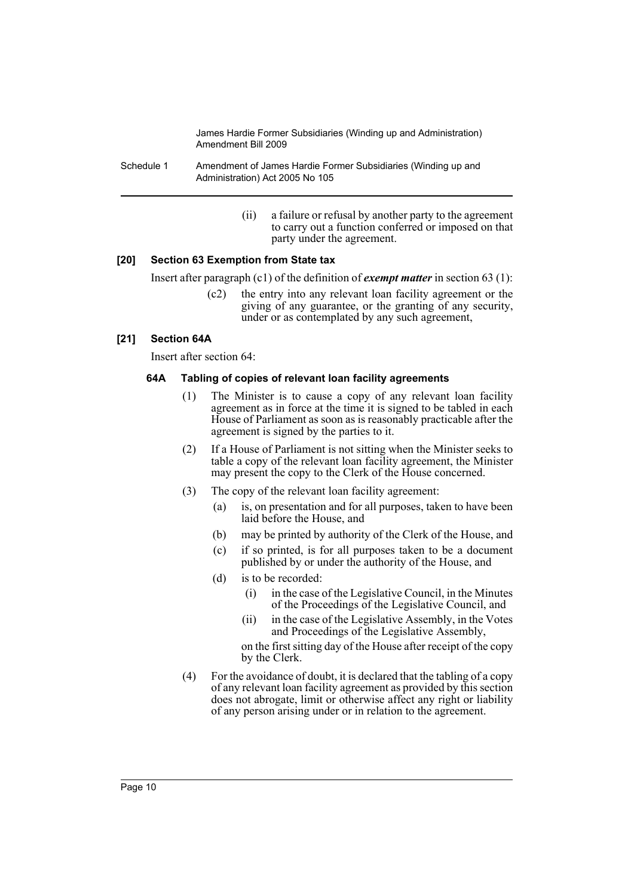(ii) a failure or refusal by another party to the agreement to carry out a function conferred or imposed on that party under the agreement.

**[20] Section 63 Exemption from State tax**

Insert after paragraph (c1) of the definition of ***exempt matter*** in section 63 (1):

(c2) the entry into any relevant loan facility agreement or the giving of any guarantee, or the granting of any security, under or as contemplated by any such agreement,

**[21] Section 64A**

Insert after section 64:

**64A Tabling of copies of relevant loan facility agreements**

(1) The Minister is to cause a copy of any relevant loan facility agreement as in force at the time it is signed to be tabled in each House of Parliament as soon as is reasonably practicable after the agreement is signed by the parties to it.

(2) If a House of Parliament is not sitting when the Minister seeks to table a copy of the relevant loan facility agreement, the Minister may present the copy to the Clerk of the House concerned.

(3) The copy of the relevant loan facility agreement:

(a) is, on presentation and for all purposes, taken to have been laid before the House, and

(b) may be printed by authority of the Clerk of the House, and

(c) if so printed, is for all purposes taken to be a document published by or under the authority of the House, and

(d) is to be recorded:

(i) in the case of the Legislative Council, in the Minutes of the Proceedings of the Legislative Council, and

(ii) in the case of the Legislative Assembly, in the Votes and Proceedings of the Legislative Assembly,

on the first sitting day of the House after receipt of the copy by the Clerk.

(4) For the avoidance of doubt, it is declared that the tabling of a copy of any relevant loan facility agreement as provided by this section does not abrogate, limit or otherwise affect any right or liability of any person arising under or in relation to the agreement.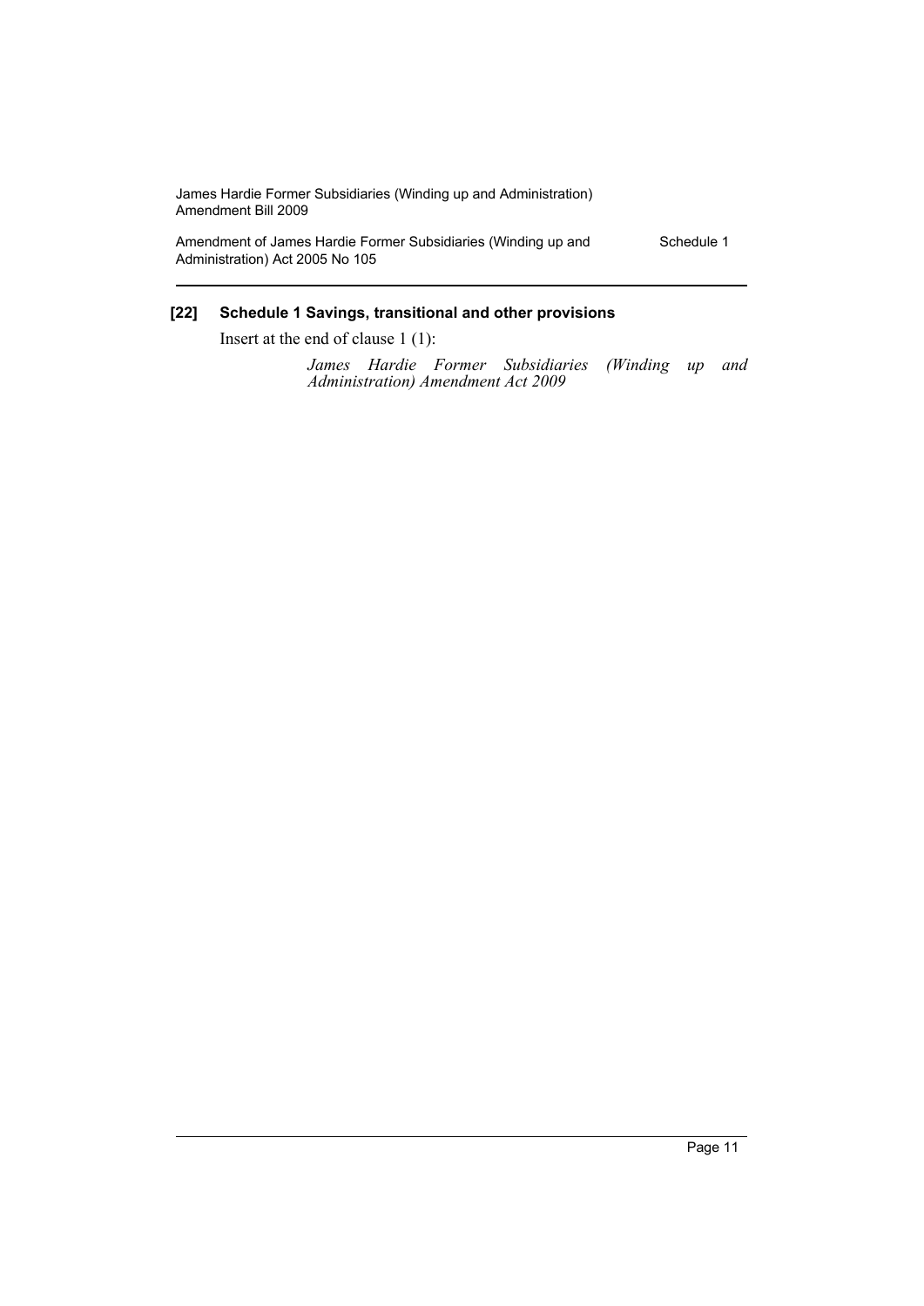**[22] Schedule 1 Savings, transitional and other provisions**

Insert at the end of clause 1 (1):

*James Hardie Former Subsidiaries (Winding up and Administration) Amendment Act 2009*